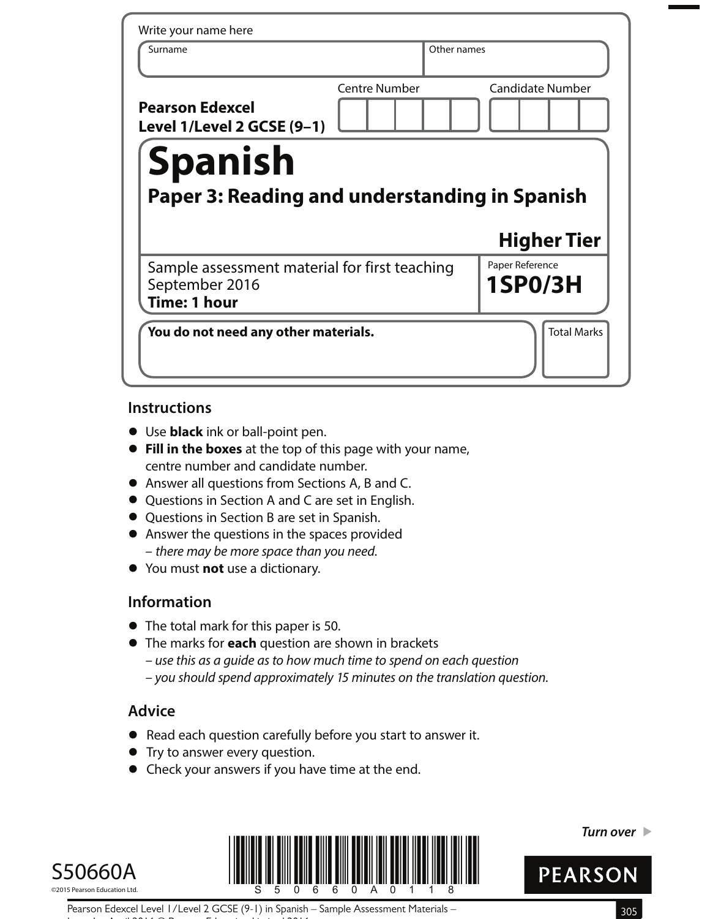Write your name here

| Surname | Other names |
| --- | --- |
| | |

**Pearson Edexcel Level 1/Level 2 GCSE (9–1)**

| Centre Number | Candidate Number |
| --- | --- |
| | |

# Spanish

## Paper 3: Reading and understanding in Spanish

**Higher Tier**

Sample assessment material for first teaching September 2016

**Time: 1 hour**

Paper Reference

**1SP0/3H**

**You do not need any other materials.**

Total Marks

## Instructions

- Use **black** ink or ball-point pen.
- **Fill in the boxes** at the top of this page with your name, centre number and candidate number.
- Answer all questions from Sections A, B and C.
- Questions in Section A and C are set in English.
- Questions in Section B are set in Spanish.
- Answer the questions in the spaces provided – *there may be more space than you need.*
- You must **not** use a dictionary.

## Information

- The total mark for this paper is 50.
- The marks for **each** question are shown in brackets
  – *use this as a guide as to how much time to spend on each question*
  – *you should spend approximately 15 minutes on the translation question.*

## Advice

- Read each question carefully before you start to answer it.
- Try to answer every question.
- Check your answers if you have time at the end.

*Turn over* ▶

S50660A

©2015 Pearson Education Ltd.

PEARSON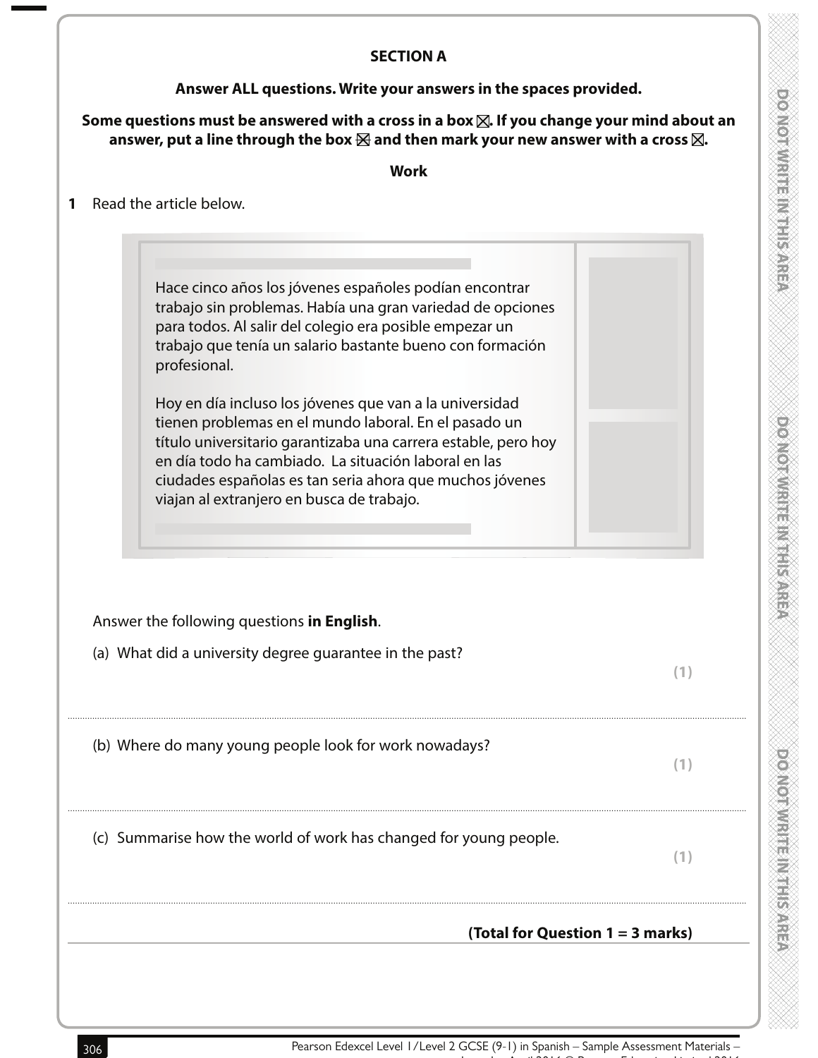## SECTION A

**Answer ALL questions. Write your answers in the spaces provided.**

**Some questions must be answered with a cross in a box ☒. If you change your mind about an answer, put a line through the box ☒ and then mark your new answer with a cross ☒.**

**Work**

**1** Read the article below.

> Hace cinco años los jóvenes españoles podían encontrar trabajo sin problemas. Había una gran variedad de opciones para todos. Al salir del colegio era posible empezar un trabajo que tenía un salario bastante bueno con formación profesional.
>
> Hoy en día incluso los jóvenes que van a la universidad tienen problemas en el mundo laboral. En el pasado un título universitario garantizaba una carrera estable, pero hoy en día todo ha cambiado. La situación laboral en las ciudades españolas es tan seria ahora que muchos jóvenes viajan al extranjero en busca de trabajo.

Answer the following questions **in English**.

(a) What did a university degree guarantee in the past? **(1)**

.......................................................................................................................................

(b) Where do many young people look for work nowadays? **(1)**

.......................................................................................................................................

(c) Summarise how the world of work has changed for young people. **(1)**

.......................................................................................................................................

**(Total for Question 1 = 3 marks)**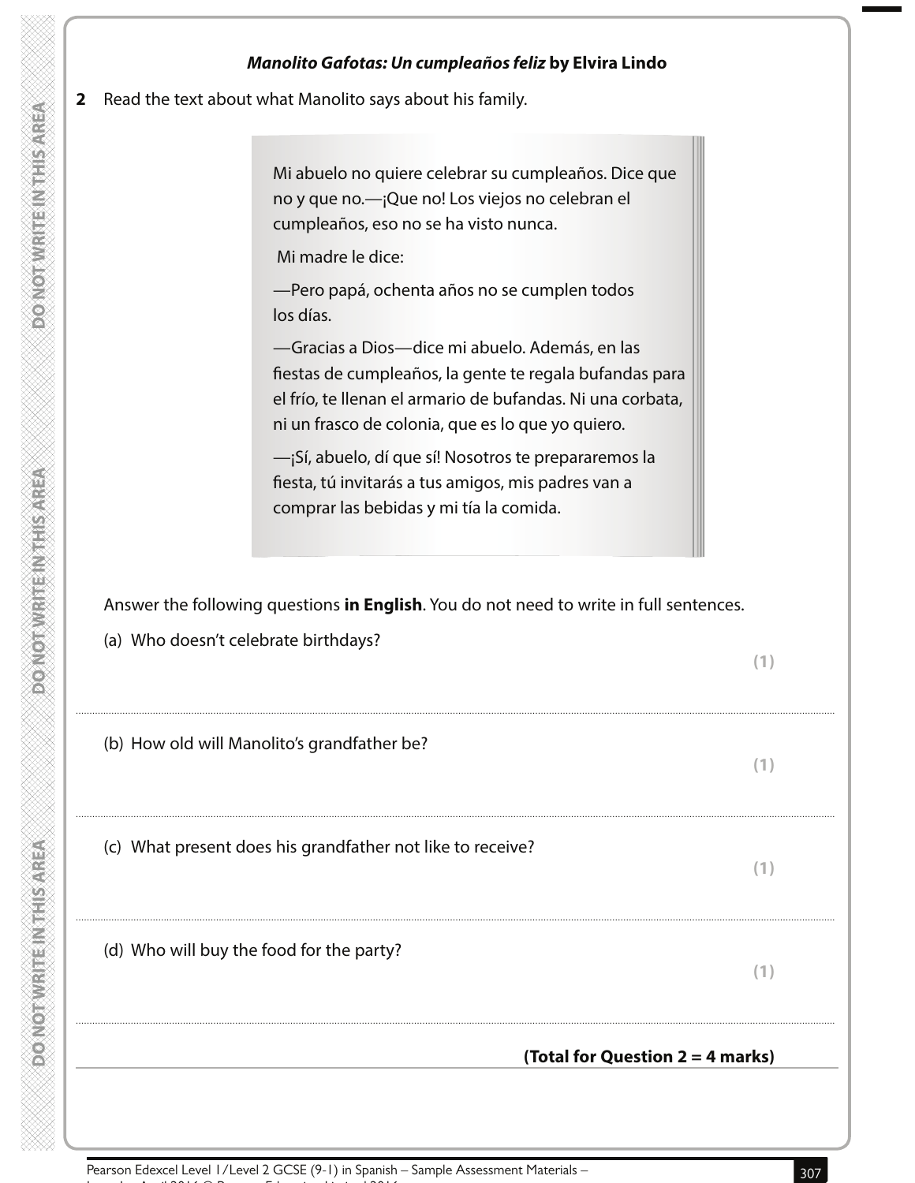### *Manolito Gafotas: Un cumpleaños feliz* by Elvira Lindo

**2** Read the text about what Manolito says about his family.

> Mi abuelo no quiere celebrar su cumpleaños. Dice que no y que no.—¡Que no! Los viejos no celebran el cumpleaños, eso no se ha visto nunca.
>
> Mi madre le dice:
>
> —Pero papá, ochenta años no se cumplen todos los días.
>
> —Gracias a Dios—dice mi abuelo. Además, en las fiestas de cumpleaños, la gente te regala bufandas para el frío, te llenan el armario de bufandas. Ni una corbata, ni un frasco de colonia, que es lo que yo quiero.
>
> —¡Sí, abuelo, dí que sí! Nosotros te prepararemos la fiesta, tú invitarás a tus amigos, mis padres van a comprar las bebidas y mi tía la comida.

Answer the following questions **in English**. You do not need to write in full sentences.

(a) Who doesn't celebrate birthdays? **(1)**

.......................................................................................................................................

(b) How old will Manolito's grandfather be? **(1)**

.......................................................................................................................................

(c) What present does his grandfather not like to receive? **(1)**

.......................................................................................................................................

(d) Who will buy the food for the party? **(1)**

.......................................................................................................................................

**(Total for Question 2 = 4 marks)**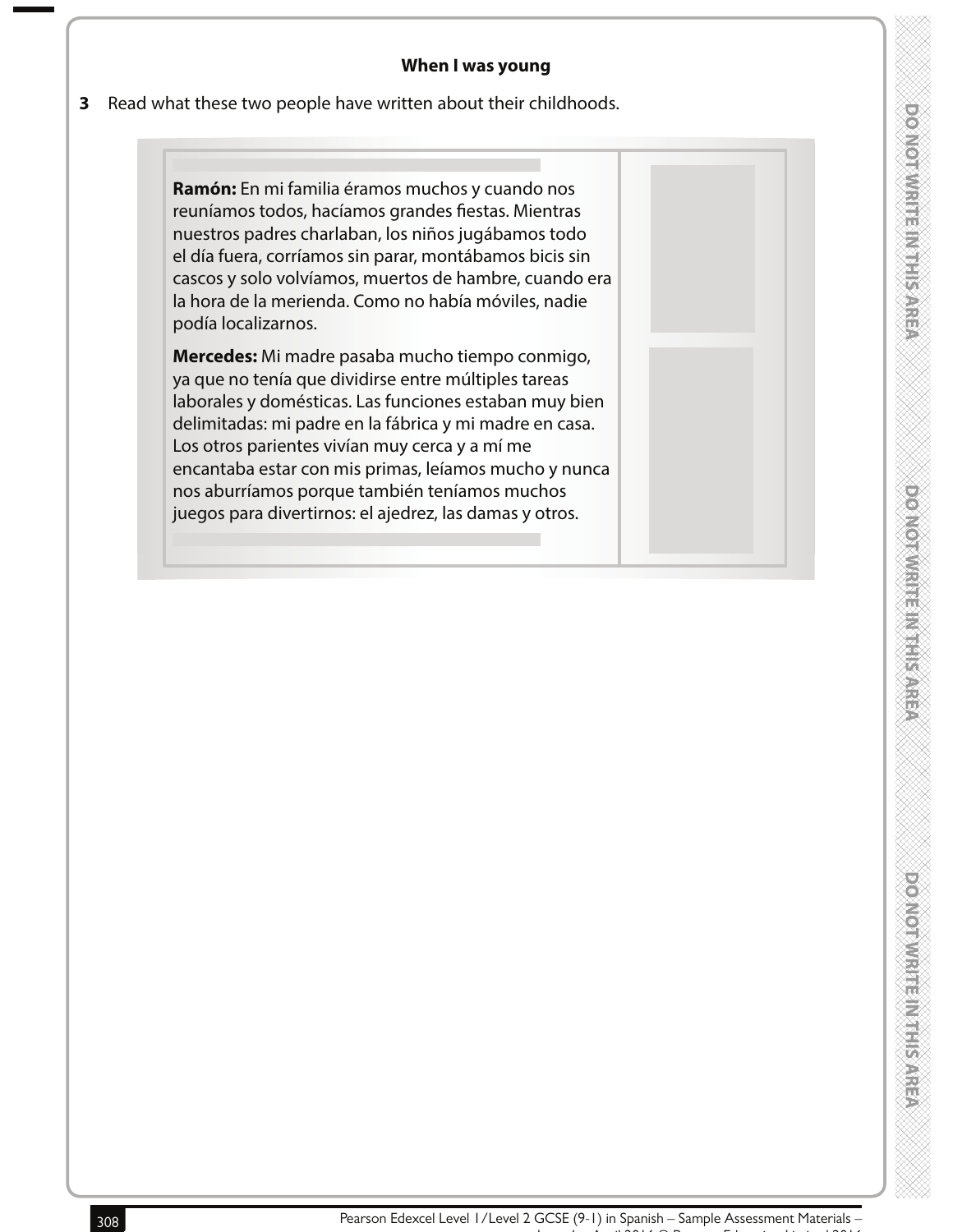### When I was young

**3** Read what these two people have written about their childhoods.

**Ramón:** En mi familia éramos muchos y cuando nos reuníamos todos, hacíamos grandes fiestas. Mientras nuestros padres charlaban, los niños jugábamos todo el día fuera, corríamos sin parar, montábamos bicis sin cascos y solo volvíamos, muertos de hambre, cuando era la hora de la merienda. Como no había móviles, nadie podía localizarnos.

**Mercedes:** Mi madre pasaba mucho tiempo conmigo, ya que no tenía que dividirse entre múltiples tareas laborales y domésticas. Las funciones estaban muy bien delimitadas: mi padre en la fábrica y mi madre en casa. Los otros parientes vivían muy cerca y a mí me encantaba estar con mis primas, leíamos mucho y nunca nos aburríamos porque también teníamos muchos juegos para divertirnos: el ajedrez, las damas y otros.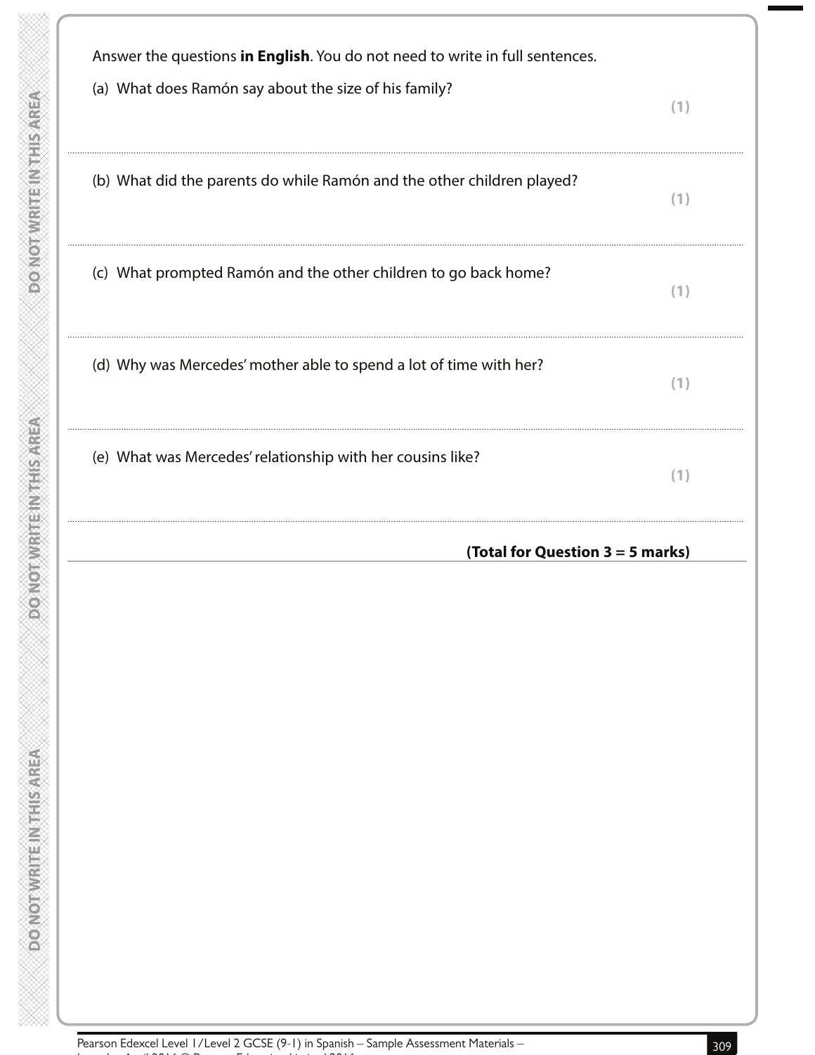Answer the questions **in English**. You do not need to write in full sentences.

(a) What does Ramón say about the size of his family?

**(1)**

..............................................................................................................................................

(b) What did the parents do while Ramón and the other children played?

**(1)**

..............................................................................................................................................

(c) What prompted Ramón and the other children to go back home?

**(1)**

..............................................................................................................................................

(d) Why was Mercedes' mother able to spend a lot of time with her?

**(1)**

..............................................................................................................................................

(e) What was Mercedes' relationship with her cousins like?

**(1)**

..............................................................................................................................................

**(Total for Question 3 = 5 marks)**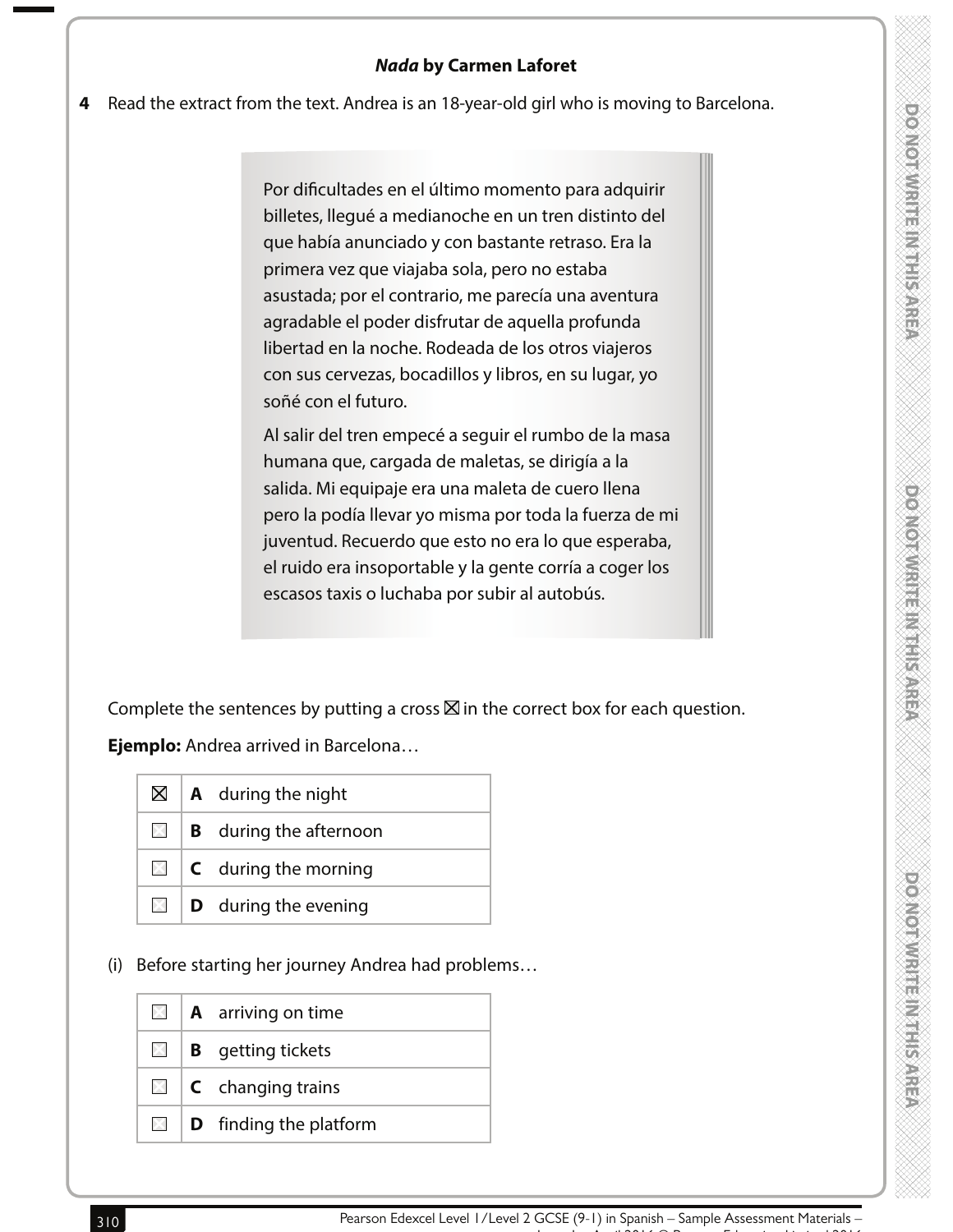### *Nada* by Carmen Laforet

**4** Read the extract from the text. Andrea is an 18-year-old girl who is moving to Barcelona.

> Por dificultades en el último momento para adquirir billetes, llegué a medianoche en un tren distinto del que había anunciado y con bastante retraso. Era la primera vez que viajaba sola, pero no estaba asustada; por el contrario, me parecía una aventura agradable el poder disfrutar de aquella profunda libertad en la noche. Rodeada de los otros viajeros con sus cervezas, bocadillos y libros, en su lugar, yo soñé con el futuro.
>
> Al salir del tren empecé a seguir el rumbo de la masa humana que, cargada de maletas, se dirigía a la salida. Mi equipaje era una maleta de cuero llena pero la podía llevar yo misma por toda la fuerza de mi juventud. Recuerdo que esto no era lo que esperaba, el ruido era insoportable y la gente corría a coger los escasos taxis o luchaba por subir al autobús.

Complete the sentences by putting a cross ☒ in the correct box for each question.

**Ejemplo:** Andrea arrived in Barcelona…

| | | |
|---|---|---|
| ☒ | **A** | during the night |
| ☐ | **B** | during the afternoon |
| ☐ | **C** | during the morning |
| ☐ | **D** | during the evening |

(i) Before starting her journey Andrea had problems…

| | | |
|---|---|---|
| ☐ | **A** | arriving on time |
| ☐ | **B** | getting tickets |
| ☐ | **C** | changing trains |
| ☐ | **D** | finding the platform |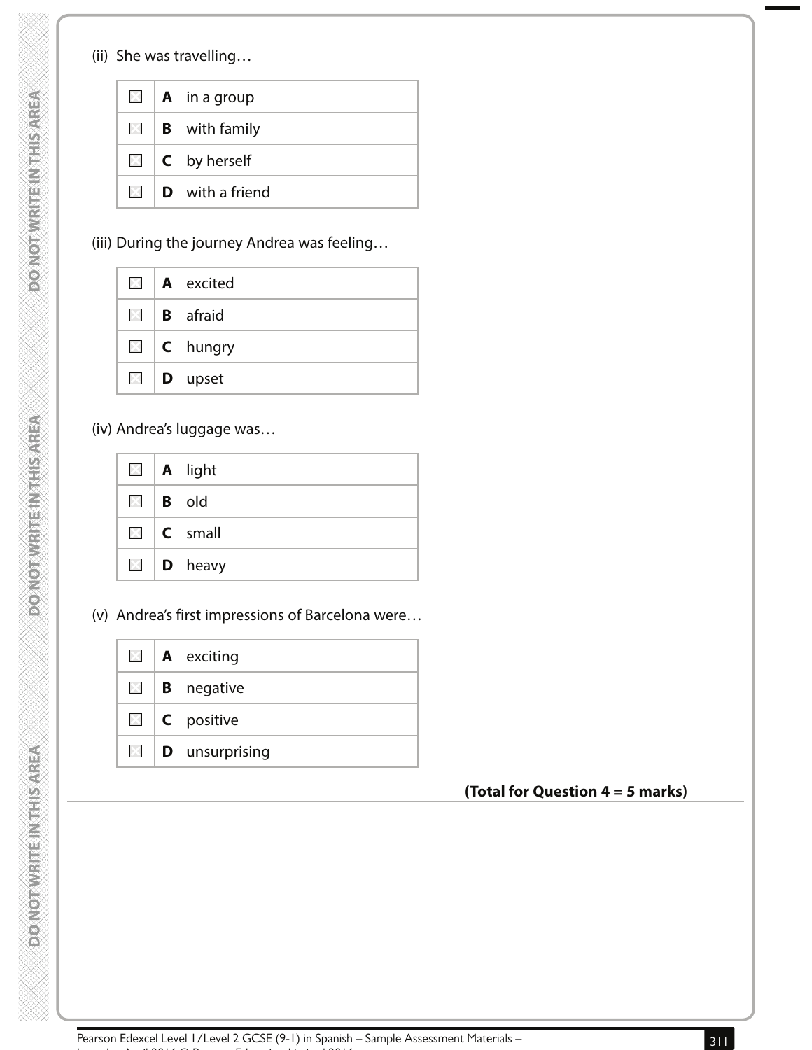(ii) She was travelling…

| | | |
|---|---|---|
| ☐ | **A** | in a group |
| ☐ | **B** | with family |
| ☐ | **C** | by herself |
| ☐ | **D** | with a friend |

(iii) During the journey Andrea was feeling…

| | | |
|---|---|---|
| ☐ | **A** | excited |
| ☐ | **B** | afraid |
| ☐ | **C** | hungry |
| ☐ | **D** | upset |

(iv) Andrea's luggage was…

| | | |
|---|---|---|
| ☐ | **A** | light |
| ☐ | **B** | old |
| ☐ | **C** | small |
| ☐ | **D** | heavy |

(v) Andrea's first impressions of Barcelona were…

| | | |
|---|---|---|
| ☐ | **A** | exciting |
| ☐ | **B** | negative |
| ☐ | **C** | positive |
| ☐ | **D** | unsurprising |

**(Total for Question 4 = 5 marks)**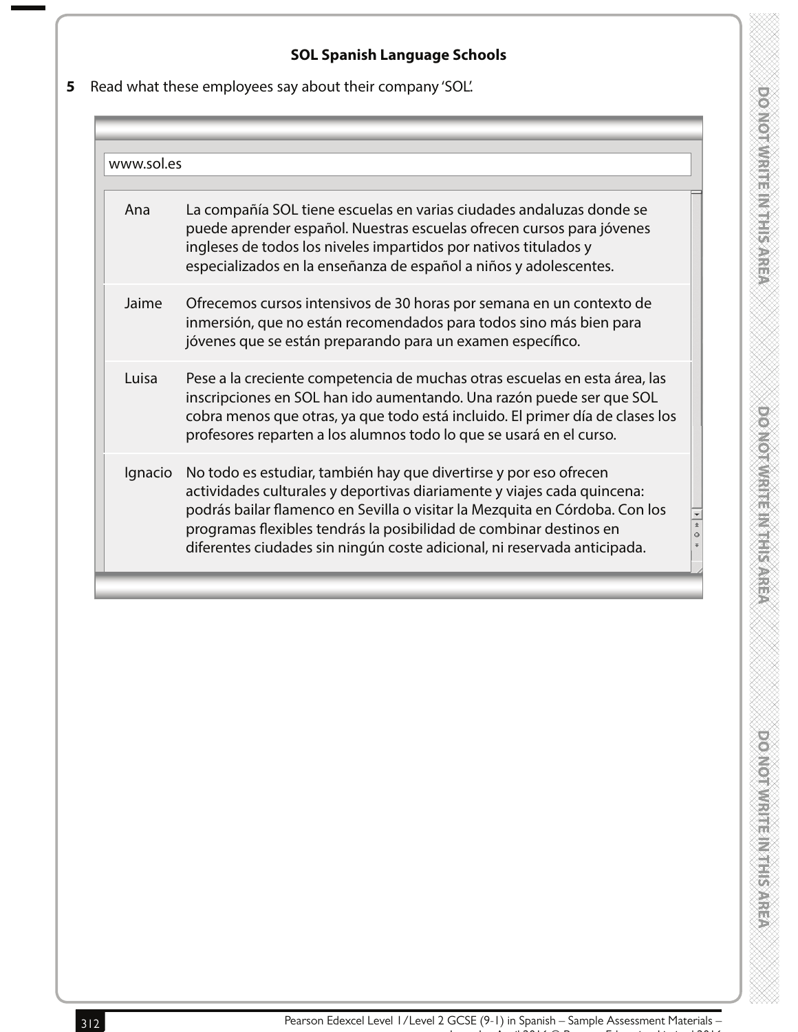**SOL Spanish Language Schools**

**5** Read what these employees say about their company 'SOL'.

www.sol.es

| | |
|---|---|
| Ana | La compañía SOL tiene escuelas en varias ciudades andaluzas donde se puede aprender español. Nuestras escuelas ofrecen cursos para jóvenes ingleses de todos los niveles impartidos por nativos titulados y especializados en la enseñanza de español a niños y adolescentes. |
| Jaime | Ofrecemos cursos intensivos de 30 horas por semana en un contexto de inmersión, que no están recomendados para todos sino más bien para jóvenes que se están preparando para un examen específico. |
| Luisa | Pese a la creciente competencia de muchas otras escuelas en esta área, las inscripciones en SOL han ido aumentando. Una razón puede ser que SOL cobra menos que otras, ya que todo está incluido. El primer día de clases los profesores reparten a los alumnos todo lo que se usará en el curso. |
| Ignacio | No todo es estudiar, también hay que divertirse y por eso ofrecen actividades culturales y deportivas diariamente y viajes cada quincena: podrás bailar flamenco en Sevilla o visitar la Mezquita en Córdoba. Con los programas flexibles tendrás la posibilidad de combinar destinos en diferentes ciudades sin ningún coste adicional, ni reservada anticipada. |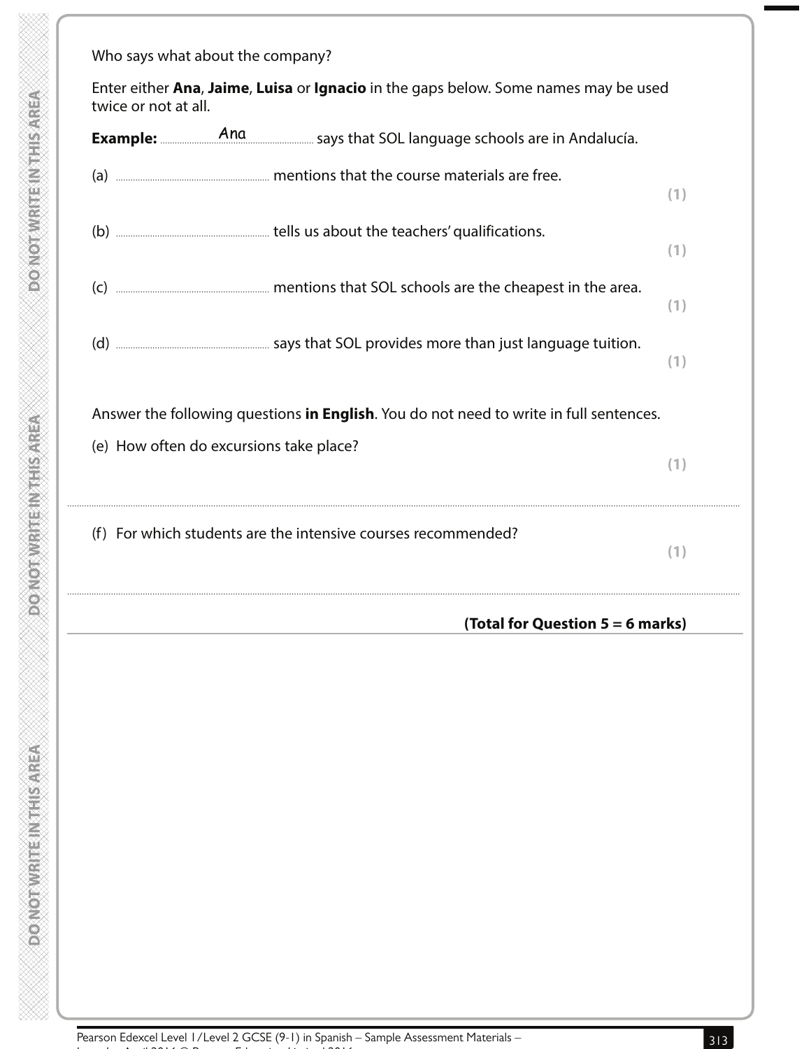Who says what about the company?

Enter either **Ana**, **Jaime**, **Luisa** or **Ignacio** in the gaps below. Some names may be used twice or not at all.

**Example:** ..........Ana.......... says that SOL language schools are in Andalucía.

(a) .............................. mentions that the course materials are free. **(1)**

(b) .............................. tells us about the teachers' qualifications. **(1)**

(c) .............................. mentions that SOL schools are the cheapest in the area. **(1)**

(d) .............................. says that SOL provides more than just language tuition. **(1)**

Answer the following questions **in English**. You do not need to write in full sentences.

(e) How often do excursions take place? **(1)**

..............................................................................................................................

(f) For which students are the intensive courses recommended? **(1)**

..............................................................................................................................

**(Total for Question 5 = 6 marks)**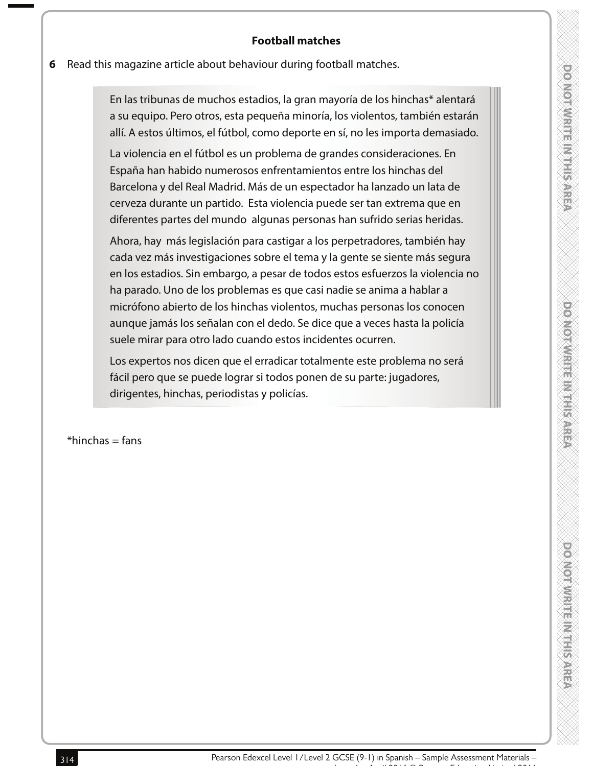**Football matches**

**6** Read this magazine article about behaviour during football matches.

> En las tribunas de muchos estadios, la gran mayoría de los hinchas* alentará a su equipo. Pero otros, esta pequeña minoría, los violentos, también estarán allí. A estos últimos, el fútbol, como deporte en sí, no les importa demasiado.
>
> La violencia en el fútbol es un problema de grandes consideraciones. En España han habido numerosos enfrentamientos entre los hinchas del Barcelona y del Real Madrid. Más de un espectador ha lanzado un lata de cerveza durante un partido. Esta violencia puede ser tan extrema que en diferentes partes del mundo algunas personas han sufrido serias heridas.
>
> Ahora, hay más legislación para castigar a los perpetradores, también hay cada vez más investigaciones sobre el tema y la gente se siente más segura en los estadios. Sin embargo, a pesar de todos estos esfuerzos la violencia no ha parado. Uno de los problemas es que casi nadie se anima a hablar a micrófono abierto de los hinchas violentos, muchas personas los conocen aunque jamás los señalan con el dedo. Se dice que a veces hasta la policía suele mirar para otro lado cuando estos incidentes ocurren.
>
> Los expertos nos dicen que el erradicar totalmente este problema no será fácil pero que se puede lograr si todos ponen de su parte: jugadores, dirigentes, hinchas, periodistas y policías.

*hinchas = fans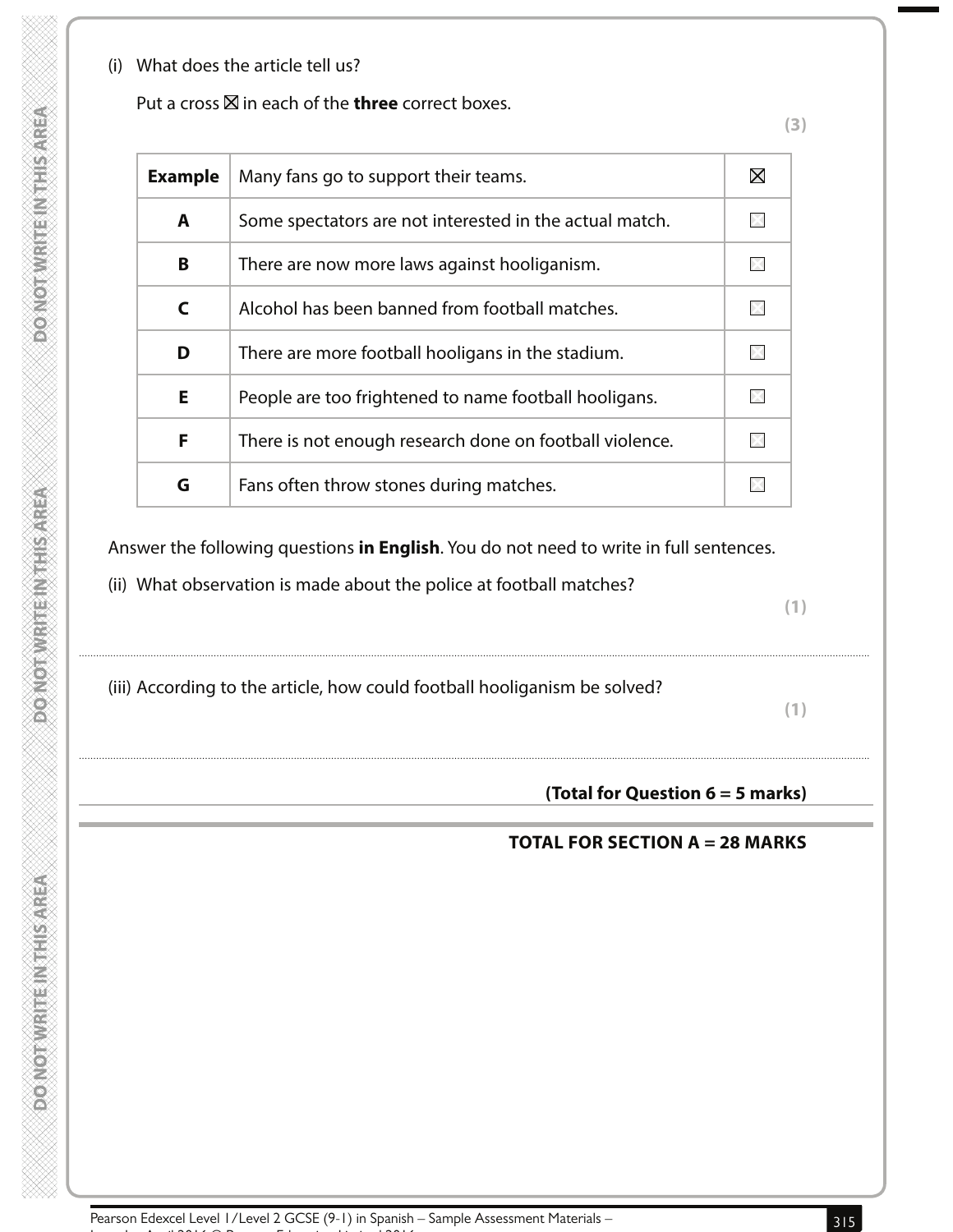(i) What does the article tell us?

Put a cross ☒ in each of the **three** correct boxes.

**(3)**

| **Example** | Many fans go to support their teams. | ☒ |
|---|---|---|
| **A** | Some spectators are not interested in the actual match. | ☐ |
| **B** | There are now more laws against hooliganism. | ☐ |
| **C** | Alcohol has been banned from football matches. | ☐ |
| **D** | There are more football hooligans in the stadium. | ☐ |
| **E** | People are too frightened to name football hooligans. | ☐ |
| **F** | There is not enough research done on football violence. | ☐ |
| **G** | Fans often throw stones during matches. | ☐ |

Answer the following questions **in English**. You do not need to write in full sentences.

(ii) What observation is made about the police at football matches?

**(1)**

..............................................................................................................................................................................

(iii) According to the article, how could football hooliganism be solved?

**(1)**

..............................................................................................................................................................................

**(Total for Question 6 = 5 marks)**

**TOTAL FOR SECTION A = 28 MARKS**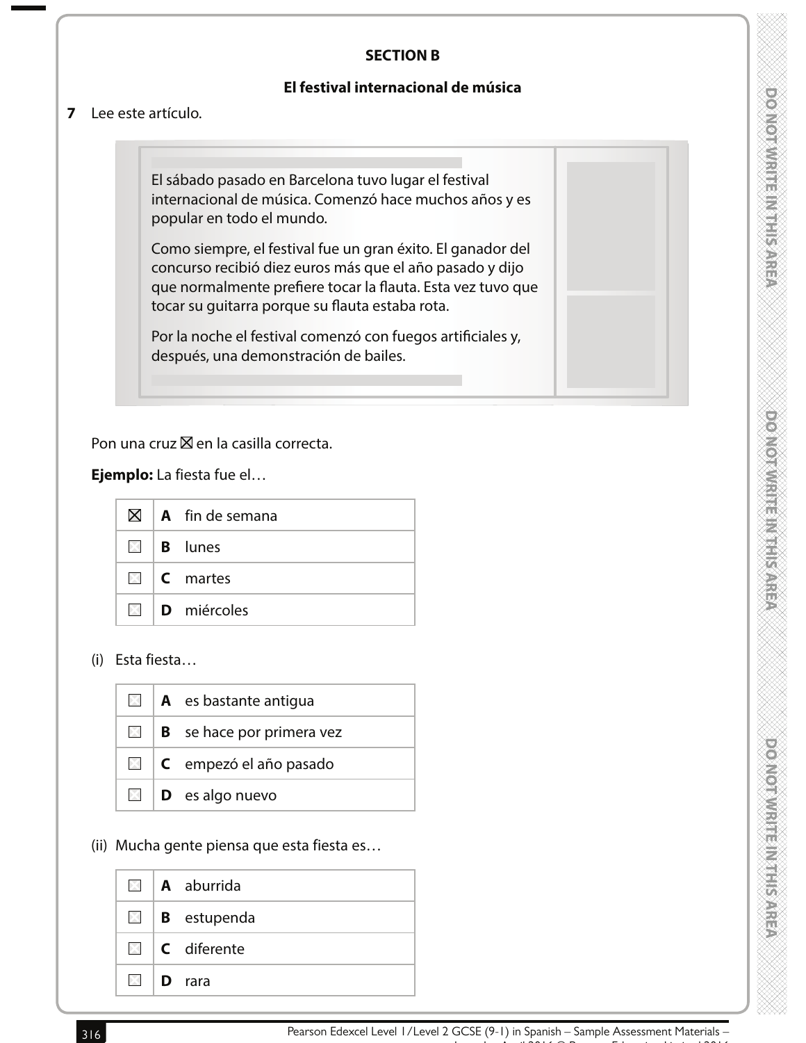**SECTION B**

**El festival internacional de música**

**7** Lee este artículo.

El sábado pasado en Barcelona tuvo lugar el festival internacional de música. Comenzó hace muchos años y es popular en todo el mundo.

Como siempre, el festival fue un gran éxito. El ganador del concurso recibió diez euros más que el año pasado y dijo que normalmente prefiere tocar la flauta. Esta vez tuvo que tocar su guitarra porque su flauta estaba rota.

Por la noche el festival comenzó con fuegos artificiales y, después, una demonstración de bailes.

Pon una cruz ☒ en la casilla correcta.

**Ejemplo:** La fiesta fue el…

| | | |
|---|---|---|
| ☒ | **A** | fin de semana |
| ☐ | **B** | lunes |
| ☐ | **C** | martes |
| ☐ | **D** | miércoles |

(i) Esta fiesta…

| | | |
|---|---|---|
| ☐ | **A** | es bastante antigua |
| ☐ | **B** | se hace por primera vez |
| ☐ | **C** | empezó el año pasado |
| ☐ | **D** | es algo nuevo |

(ii) Mucha gente piensa que esta fiesta es…

| | | |
|---|---|---|
| ☐ | **A** | aburrida |
| ☐ | **B** | estupenda |
| ☐ | **C** | diferente |
| ☐ | **D** | rara |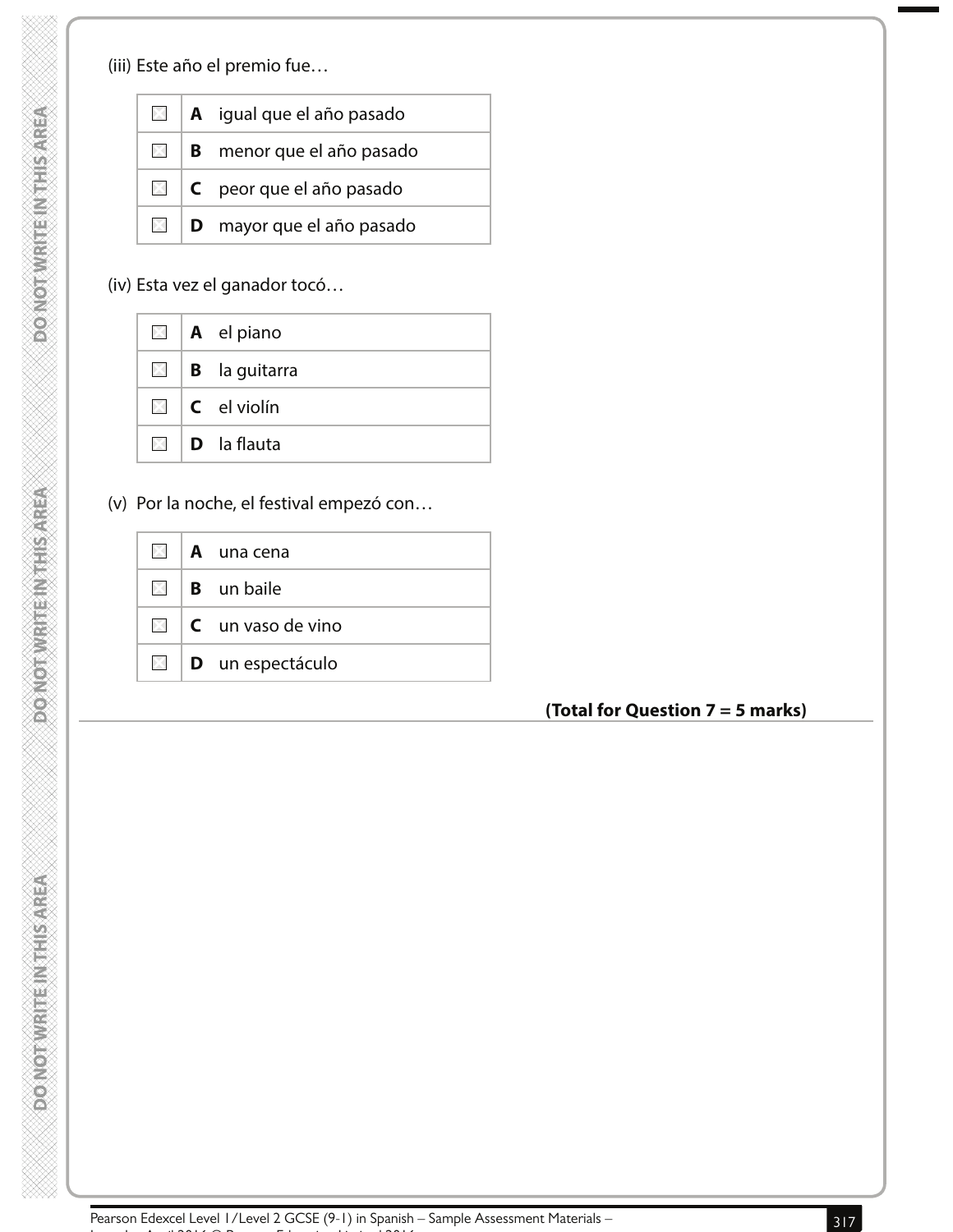(iii) Este año el premio fue…

| | | |
|---|---|---|
| ☐ | **A** | igual que el año pasado |
| ☐ | **B** | menor que el año pasado |
| ☐ | **C** | peor que el año pasado |
| ☐ | **D** | mayor que el año pasado |

(iv) Esta vez el ganador tocó…

| | | |
|---|---|---|
| ☐ | **A** | el piano |
| ☐ | **B** | la guitarra |
| ☐ | **C** | el violín |
| ☐ | **D** | la flauta |

(v) Por la noche, el festival empezó con…

| | | |
|---|---|---|
| ☐ | **A** | una cena |
| ☐ | **B** | un baile |
| ☐ | **C** | un vaso de vino |
| ☐ | **D** | un espectáculo |

**(Total for Question 7 = 5 marks)**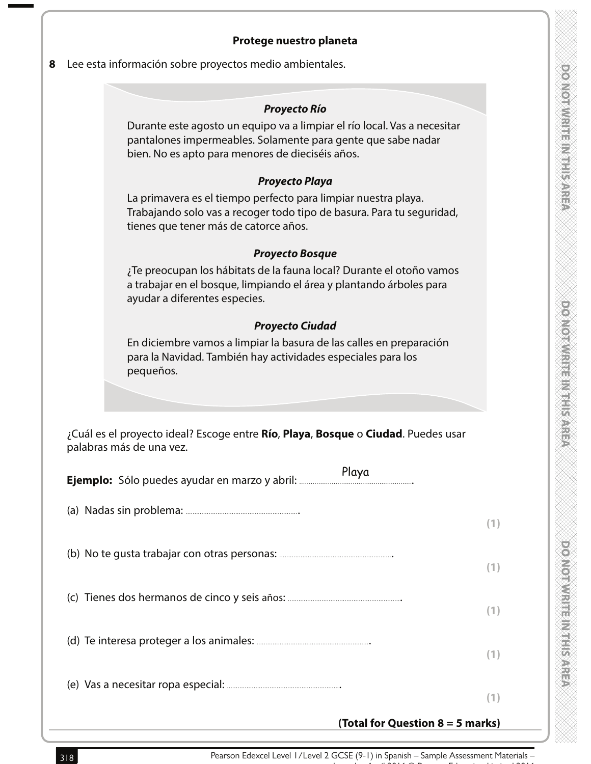## Protege nuestro planeta

**8** Lee esta información sobre proyectos medio ambientales.

> ***Proyecto Río***
>
> Durante este agosto un equipo va a limpiar el río local. Vas a necesitar pantalones impermeables. Solamente para gente que sabe nadar bien. No es apto para menores de dieciséis años.
>
> ***Proyecto Playa***
>
> La primavera es el tiempo perfecto para limpiar nuestra playa. Trabajando solo vas a recoger todo tipo de basura. Para tu seguridad, tienes que tener más de catorce años.
>
> ***Proyecto Bosque***
>
> ¿Te preocupan los hábitats de la fauna local? Durante el otoño vamos a trabajar en el bosque, limpiando el área y plantando árboles para ayudar a diferentes especies.
>
> ***Proyecto Ciudad***
>
> En diciembre vamos a limpiar la basura de las calles en preparación para la Navidad. También hay actividades especiales para los pequeños.

¿Cuál es el proyecto ideal? Escoge entre **Río**, **Playa**, **Bosque** o **Ciudad**. Puedes usar palabras más de una vez.

**Ejemplo:** Sólo puedes ayudar en marzo y abril: Playa.

(a) Nadas sin problema: ............................................. **(1)**

(b) No te gusta trabajar con otras personas: ............................................. **(1)**

(c) Tienes dos hermanos de cinco y seis años: ............................................. **(1)**

(d) Te interesa proteger a los animales: ............................................. **(1)**

(e) Vas a necesitar ropa especial: ............................................. **(1)**

**(Total for Question 8 = 5 marks)**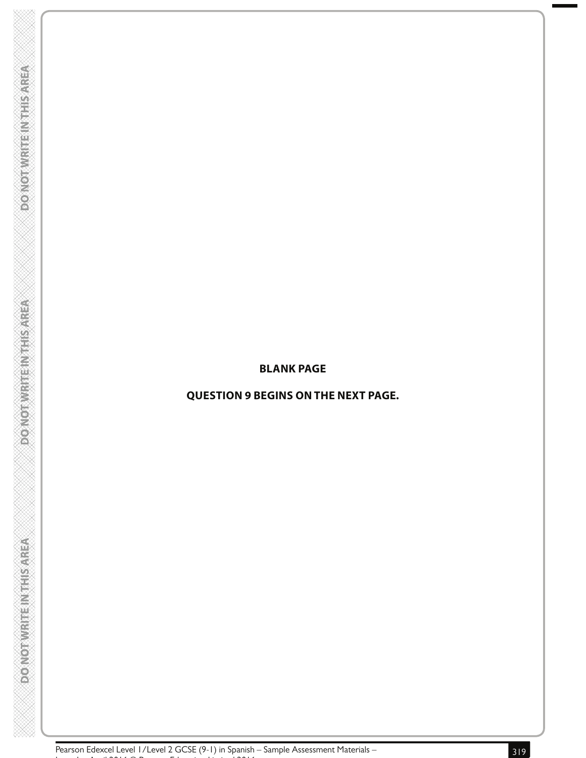**BLANK PAGE**

**QUESTION 9 BEGINS ON THE NEXT PAGE.**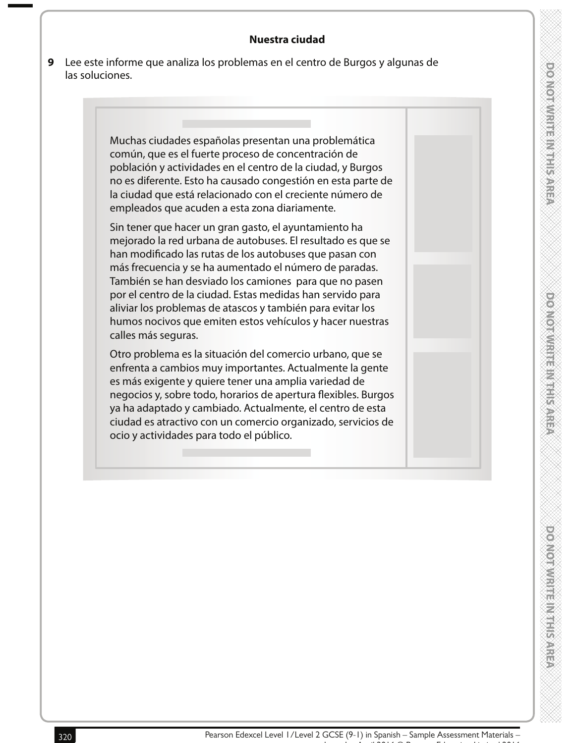## Nuestra ciudad

**9** Lee este informe que analiza los problemas en el centro de Burgos y algunas de las soluciones.

Muchas ciudades españolas presentan una problemática común, que es el fuerte proceso de concentración de población y actividades en el centro de la ciudad, y Burgos no es diferente. Esto ha causado congestión en esta parte de la ciudad que está relacionado con el creciente número de empleados que acuden a esta zona diariamente.

Sin tener que hacer un gran gasto, el ayuntamiento ha mejorado la red urbana de autobuses. El resultado es que se han modificado las rutas de los autobuses que pasan con más frecuencia y se ha aumentado el número de paradas. También se han desviado los camiones para que no pasen por el centro de la ciudad. Estas medidas han servido para aliviar los problemas de atascos y también para evitar los humos nocivos que emiten estos vehículos y hacer nuestras calles más seguras.

Otro problema es la situación del comercio urbano, que se enfrenta a cambios muy importantes. Actualmente la gente es más exigente y quiere tener una amplia variedad de negocios y, sobre todo, horarios de apertura flexibles. Burgos ya ha adaptado y cambiado. Actualmente, el centro de esta ciudad es atractivo con un comercio organizado, servicios de ocio y actividades para todo el público.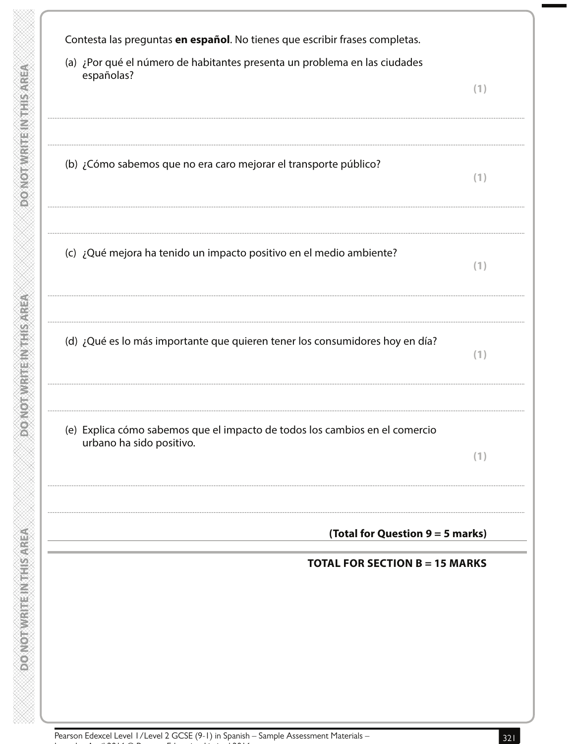Contesta las preguntas **en español**. No tienes que escribir frases completas.

(a) ¿Por qué el número de habitantes presenta un problema en las ciudades españolas?

**(1)**

..............................................................................................................................................

..............................................................................................................................................

(b) ¿Cómo sabemos que no era caro mejorar el transporte público?

**(1)**

..............................................................................................................................................

..............................................................................................................................................

(c) ¿Qué mejora ha tenido un impacto positivo en el medio ambiente?

**(1)**

..............................................................................................................................................

..............................................................................................................................................

(d) ¿Qué es lo más importante que quieren tener los consumidores hoy en día?

**(1)**

..............................................................................................................................................

..............................................................................................................................................

(e) Explica cómo sabemos que el impacto de todos los cambios en el comercio urbano ha sido positivo.

**(1)**

..............................................................................................................................................

..............................................................................................................................................

**(Total for Question 9 = 5 marks)**

**TOTAL FOR SECTION B = 15 MARKS**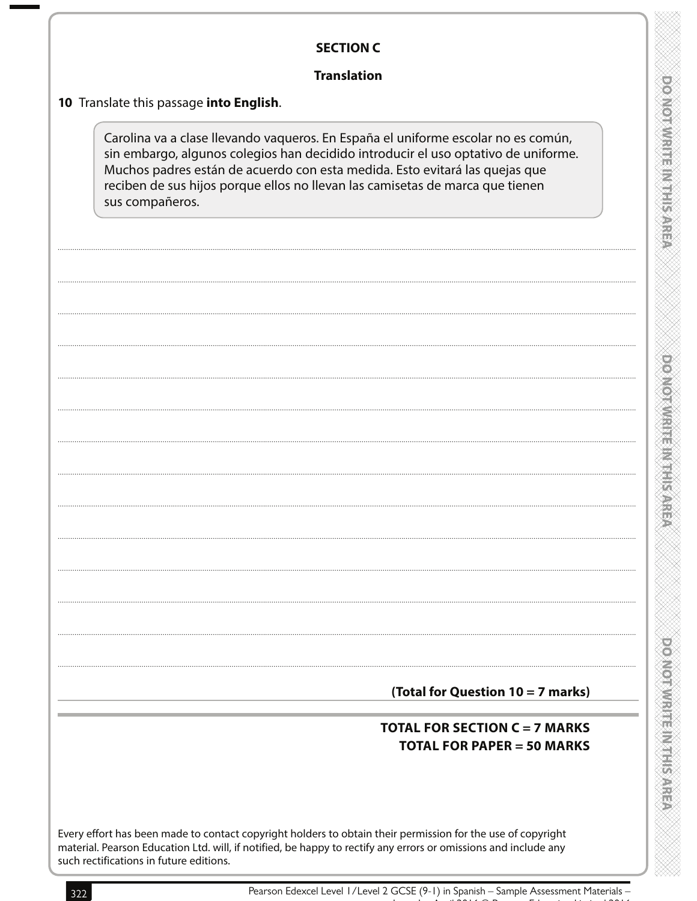## SECTION C

### Translation

**10** Translate this passage **into English**.

> Carolina va a clase llevando vaqueros. En España el uniforme escolar no es común, sin embargo, algunos colegios han decidido introducir el uso optativo de uniforme. Muchos padres están de acuerdo con esta medida. Esto evitará las quejas que reciben de sus hijos porque ellos no llevan las camisetas de marca que tienen sus compañeros.

**(Total for Question 10 = 7 marks)**

**TOTAL FOR SECTION C = 7 MARKS**
**TOTAL FOR PAPER = 50 MARKS**

Every effort has been made to contact copyright holders to obtain their permission for the use of copyright material. Pearson Education Ltd. will, if notified, be happy to rectify any errors or omissions and include any such rectifications in future editions.